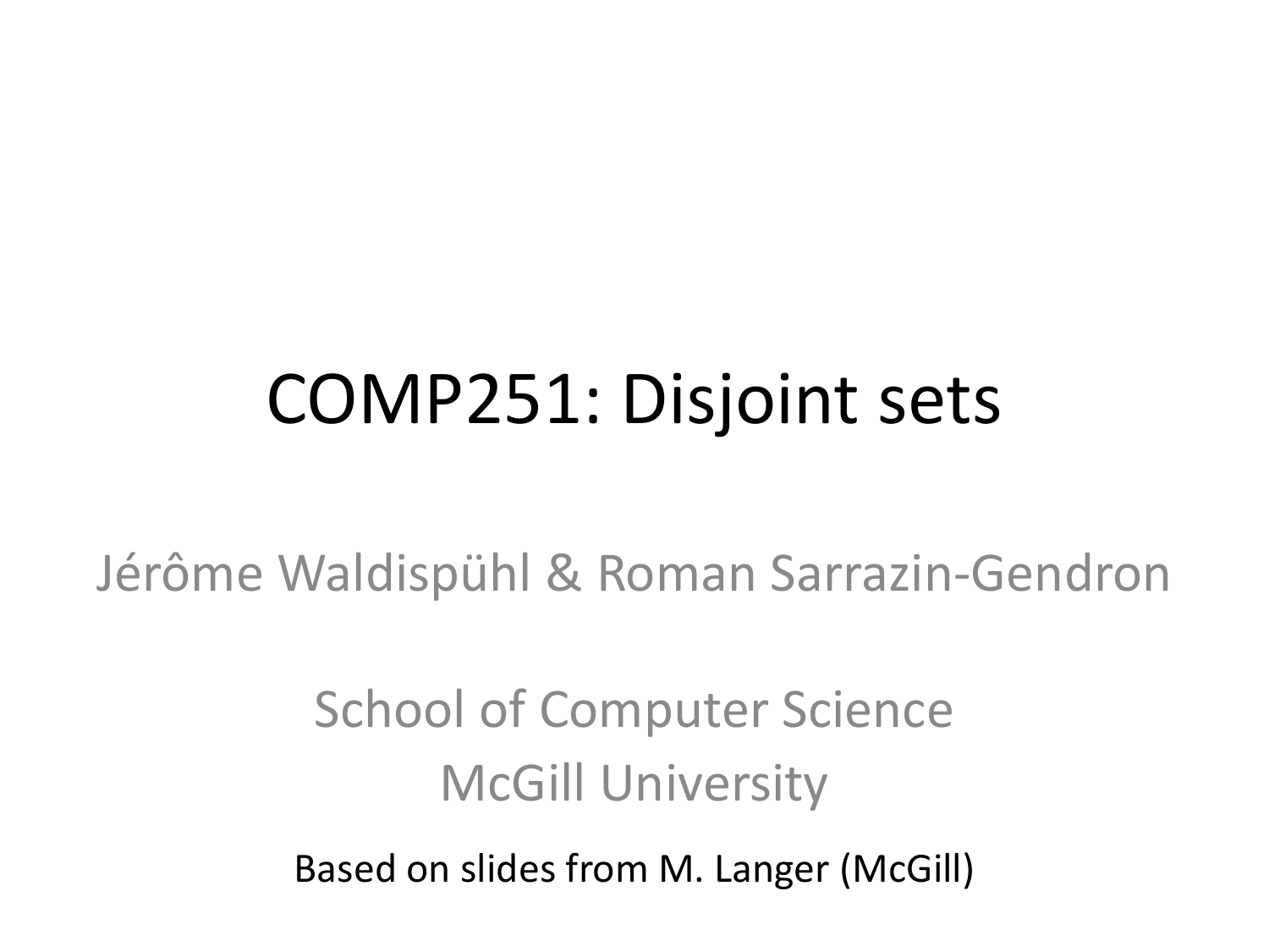# COMP251: Disjoint sets

Jérôme Waldispühl & Roman Sarrazin-Gendron

School of Computer Science
McGill University

Based on slides from M. Langer (McGill)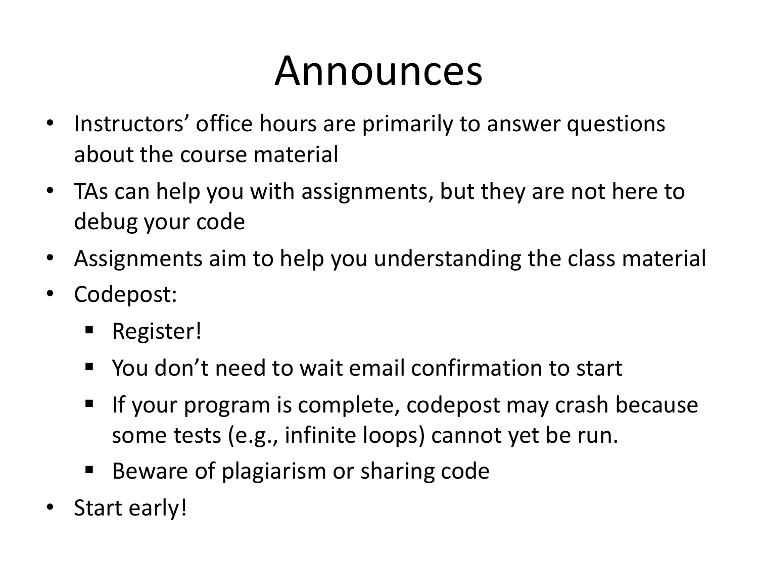# Announces

- Instructors' office hours are primarily to answer questions about the course material
- TAs can help you with assignments, but they are not here to debug your code
- Assignments aim to help you understanding the class material
- Codepost:
  - Register!
  - You don't need to wait email confirmation to start
  - If your program is complete, codepost may crash because some tests (e.g., infinite loops) cannot yet be run.
  - Beware of plagiarism or sharing code
- Start early!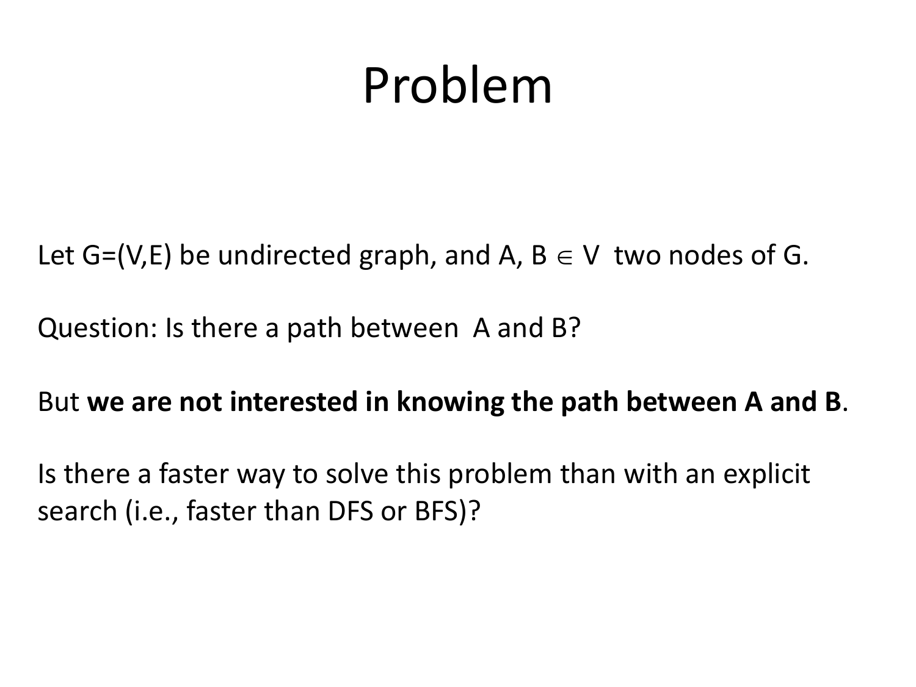# Problem

Let $G=(V,E)$ be undirected graph, and $A, B \in V$ two nodes of $G$.

Question: Is there a path between A and B?

But **we are not interested in knowing the path between A and B**.

Is there a faster way to solve this problem than with an explicit search (i.e., faster than DFS or BFS)?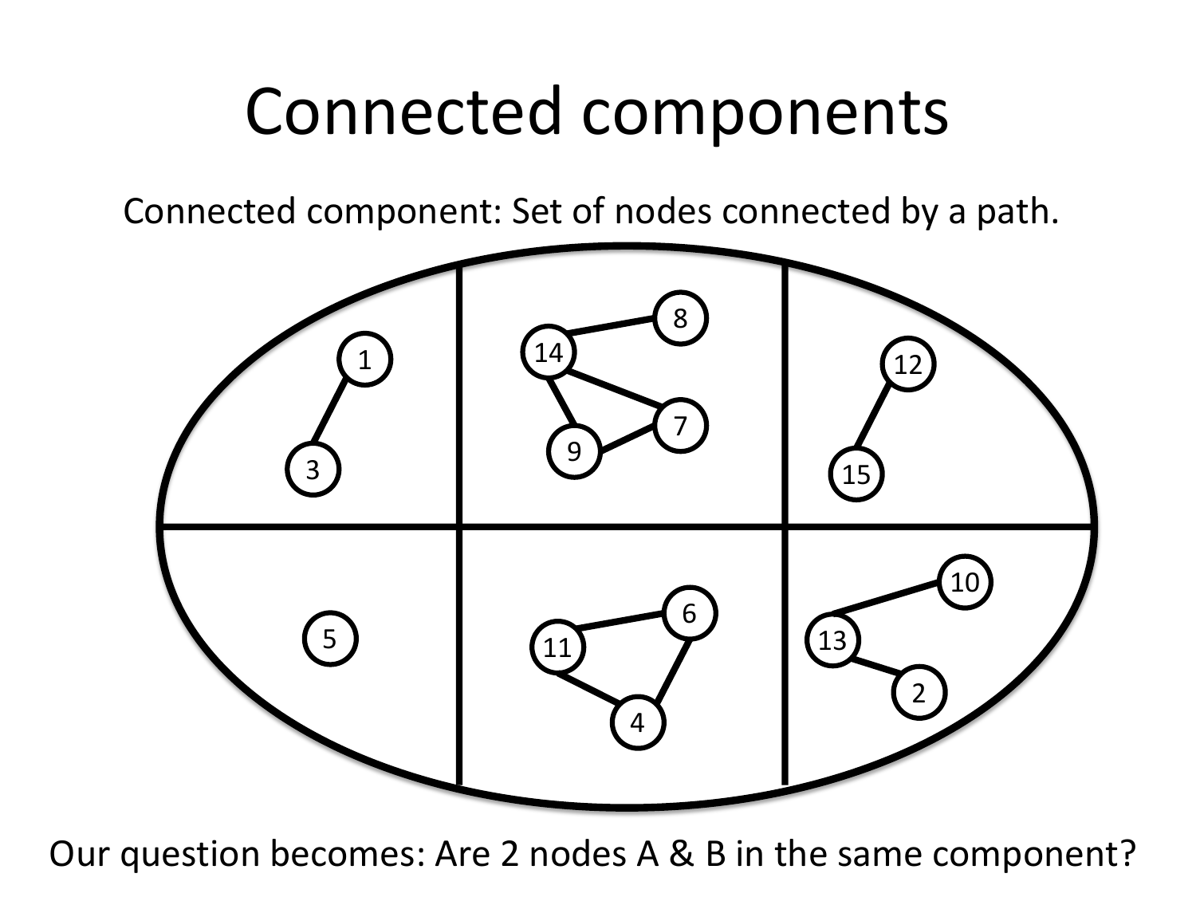# Connected components

Connected component: Set of nodes connected by a path.

Our question becomes: Are 2 nodes A & B in the same component?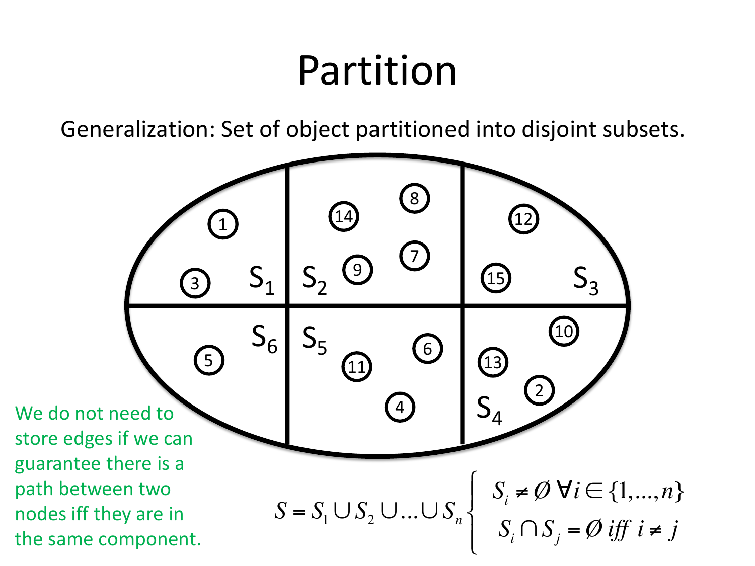# Partition

Generalization: Set of object partitioned into disjoint subsets.

$S_1$: 1, 3

$S_2$: 14, 8, 9, 7

$S_3$: 12, 15

$S_4$: 10, 13, 2

$S_5$: 11, 6, 4

$S_6$: 5

We do not need to store edges if we can guarantee there is a path between two nodes iff they are in the same component.

$$S = S_1 \cup S_2 \cup \ldots \cup S_n \begin{cases} S_i \neq \emptyset \ \forall i \in \{1, \ldots, n\} \\ S_i \cap S_j = \emptyset \ \mathit{iff} \ i \neq j \end{cases}$$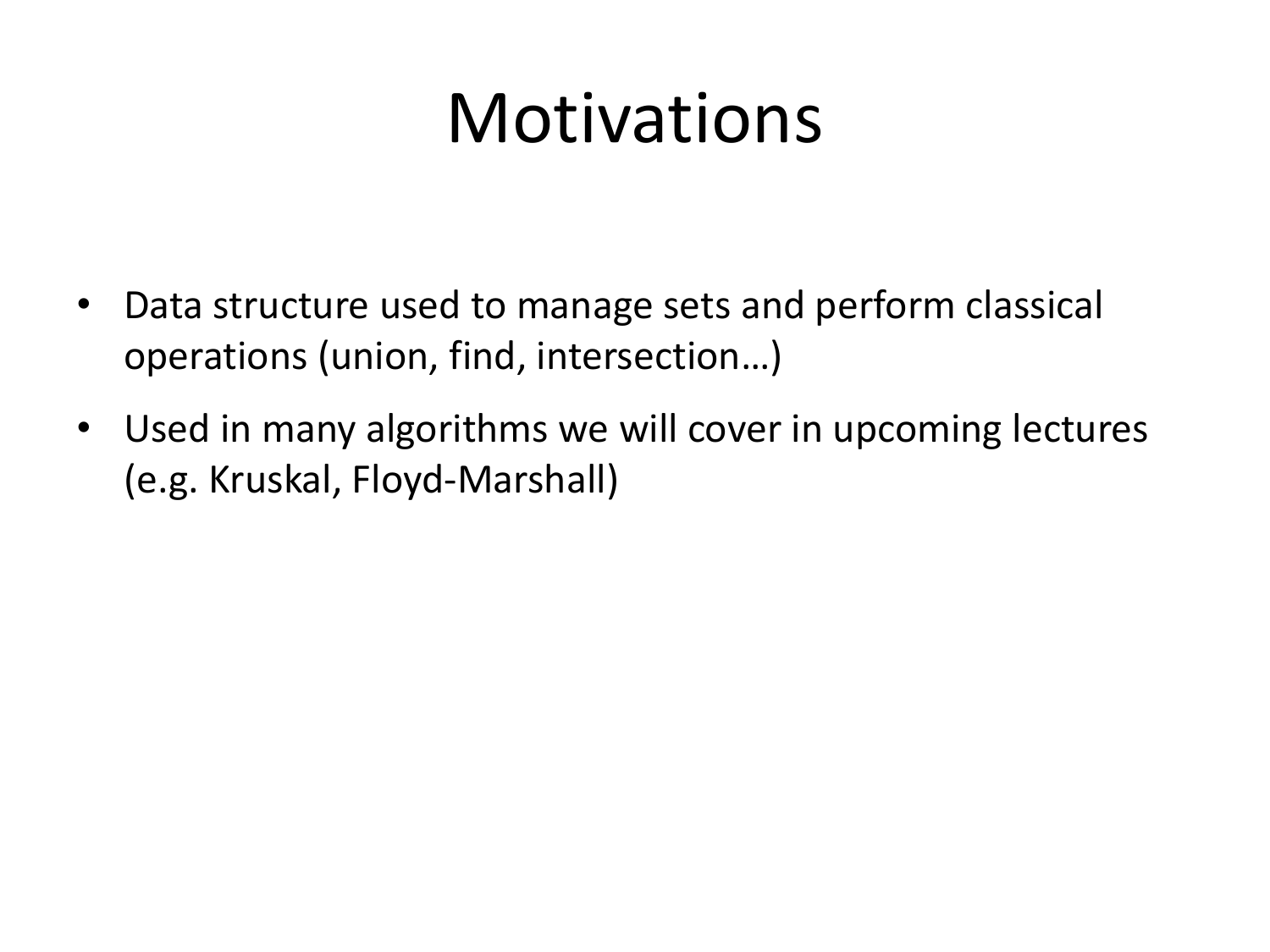# Motivations

- Data structure used to manage sets and perform classical operations (union, find, intersection…)
- Used in many algorithms we will cover in upcoming lectures (e.g. Kruskal, Floyd-Marshall)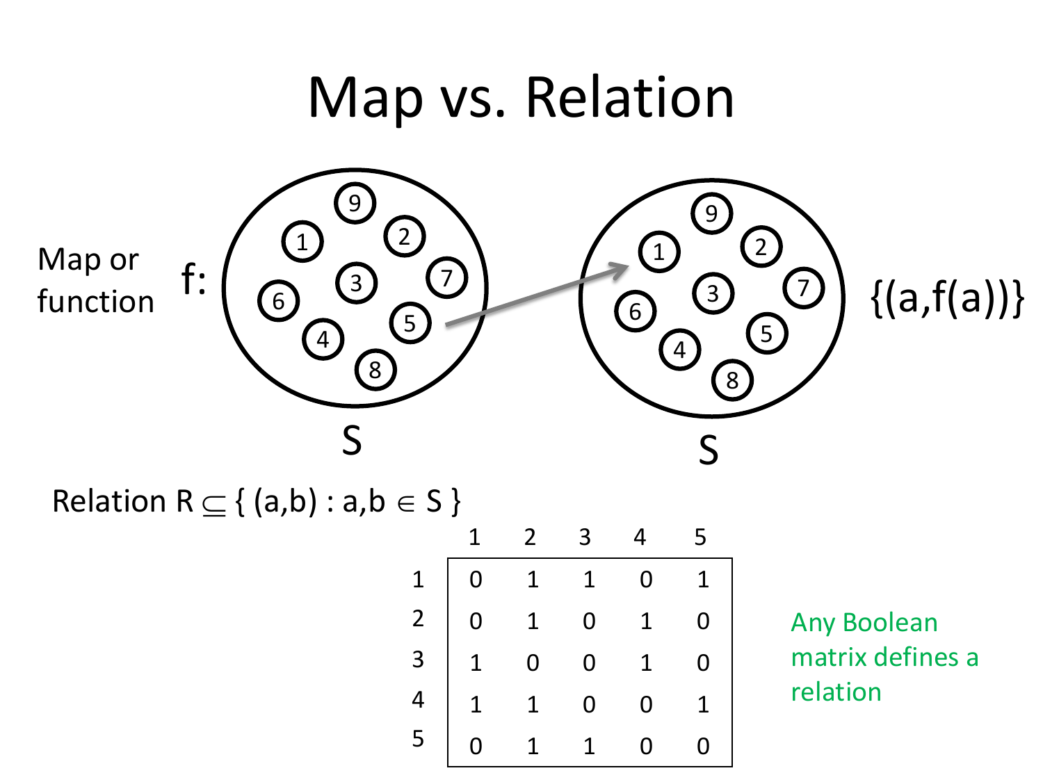# Map vs. Relation

Map or function $f$: $S \rightarrow S$ $\{(a, f(a))\}$

Relation $R \subseteq \{ (a,b) : a,b \in S \}$

| | 1 | 2 | 3 | 4 | 5 |
|---|---|---|---|---|---|
| 1 | 0 | 1 | 1 | 0 | 1 |
| 2 | 0 | 1 | 0 | 1 | 0 |
| 3 | 1 | 0 | 0 | 1 | 0 |
| 4 | 1 | 1 | 0 | 0 | 1 |
| 5 | 0 | 1 | 1 | 0 | 0 |

Any Boolean matrix defines a relation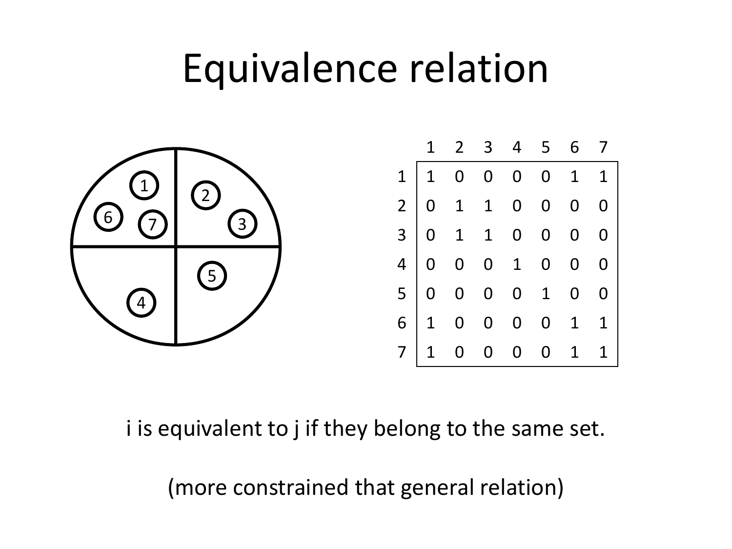# Equivalence relation

| | 1 | 2 | 3 | 4 | 5 | 6 | 7 |
|---|---|---|---|---|---|---|---|
| 1 | 1 | 0 | 0 | 0 | 0 | 1 | 1 |
| 2 | 0 | 1 | 1 | 0 | 0 | 0 | 0 |
| 3 | 0 | 1 | 1 | 0 | 0 | 0 | 0 |
| 4 | 0 | 0 | 0 | 1 | 0 | 0 | 0 |
| 5 | 0 | 0 | 0 | 0 | 1 | 0 | 0 |
| 6 | 1 | 0 | 0 | 0 | 0 | 1 | 1 |
| 7 | 1 | 0 | 0 | 0 | 0 | 1 | 1 |

i is equivalent to j if they belong to the same set.

(more constrained that general relation)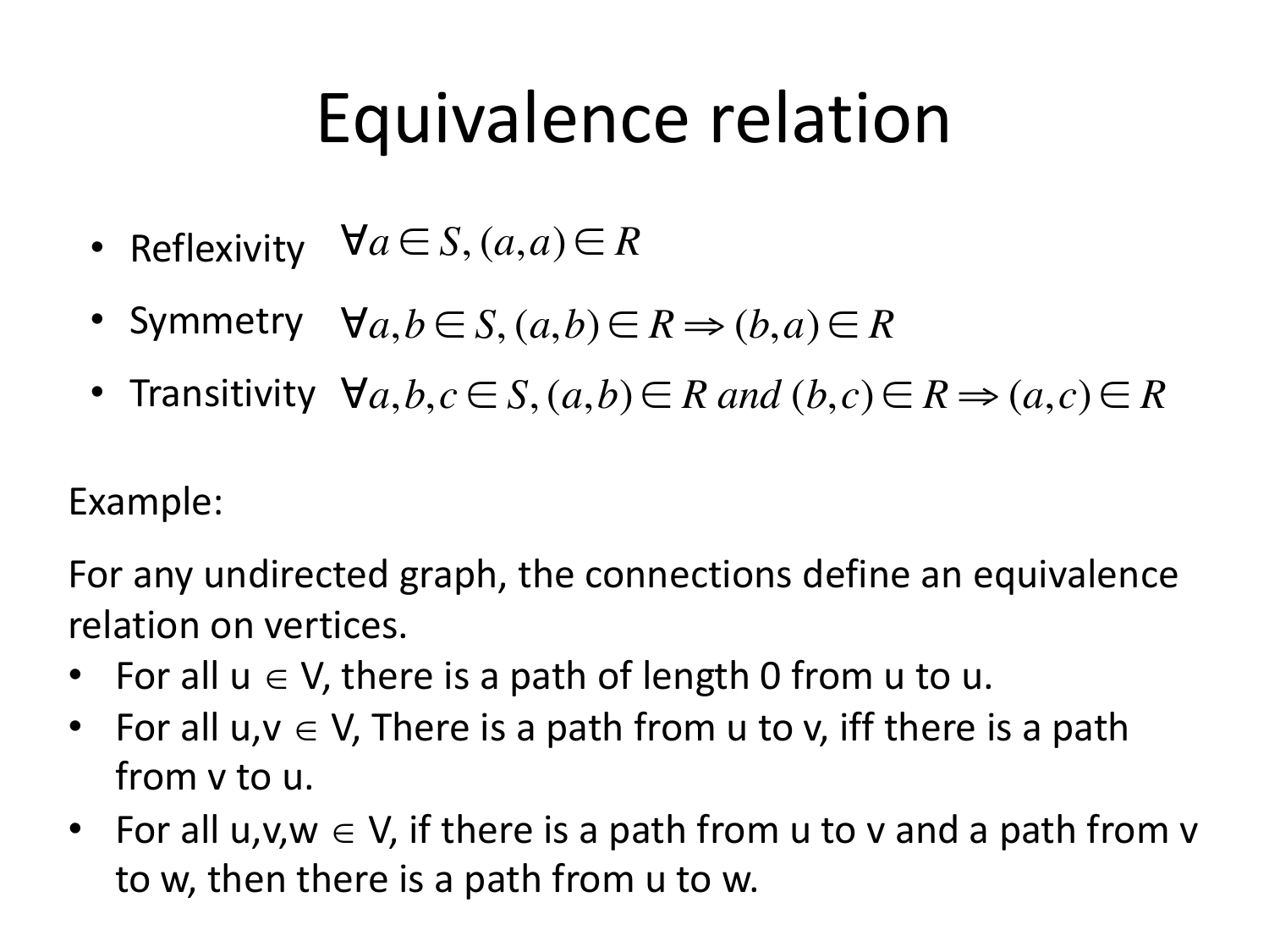# Equivalence relation

- Reflexivity $\forall a \in S, (a,a) \in R$
- Symmetry $\forall a,b \in S, (a,b) \in R \Rightarrow (b,a) \in R$
- Transitivity $\forall a,b,c \in S, (a,b) \in R \text{ and } (b,c) \in R \Rightarrow (a,c) \in R$

Example:

For any undirected graph, the connections define an equivalence relation on vertices.

- For all u $\in$ V, there is a path of length 0 from u to u.
- For all u,v $\in$ V, There is a path from u to v, iff there is a path from v to u.
- For all u,v,w $\in$ V, if there is a path from u to v and a path from v to w, then there is a path from u to w.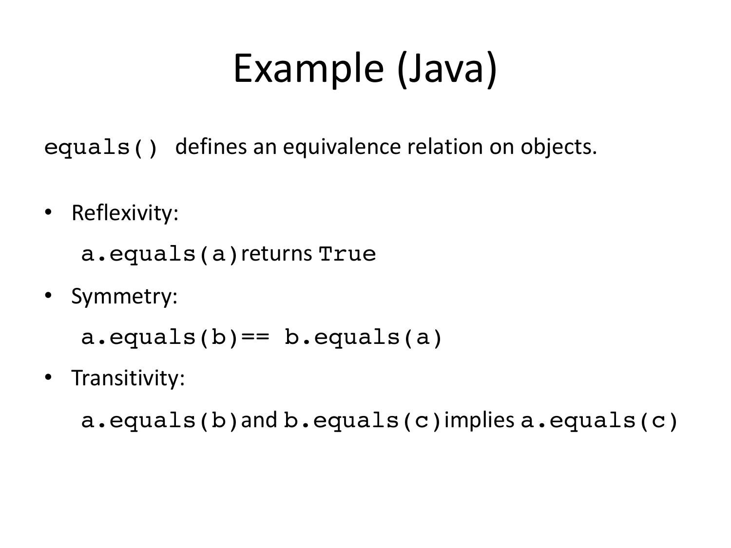# Example (Java)

`equals()` defines an equivalence relation on objects.

- Reflexivity:

  `a.equals(a)` returns `True`

- Symmetry:

  `a.equals(b)== b.equals(a)`

- Transitivity:

  `a.equals(b)` and `b.equals(c)` implies `a.equals(c)`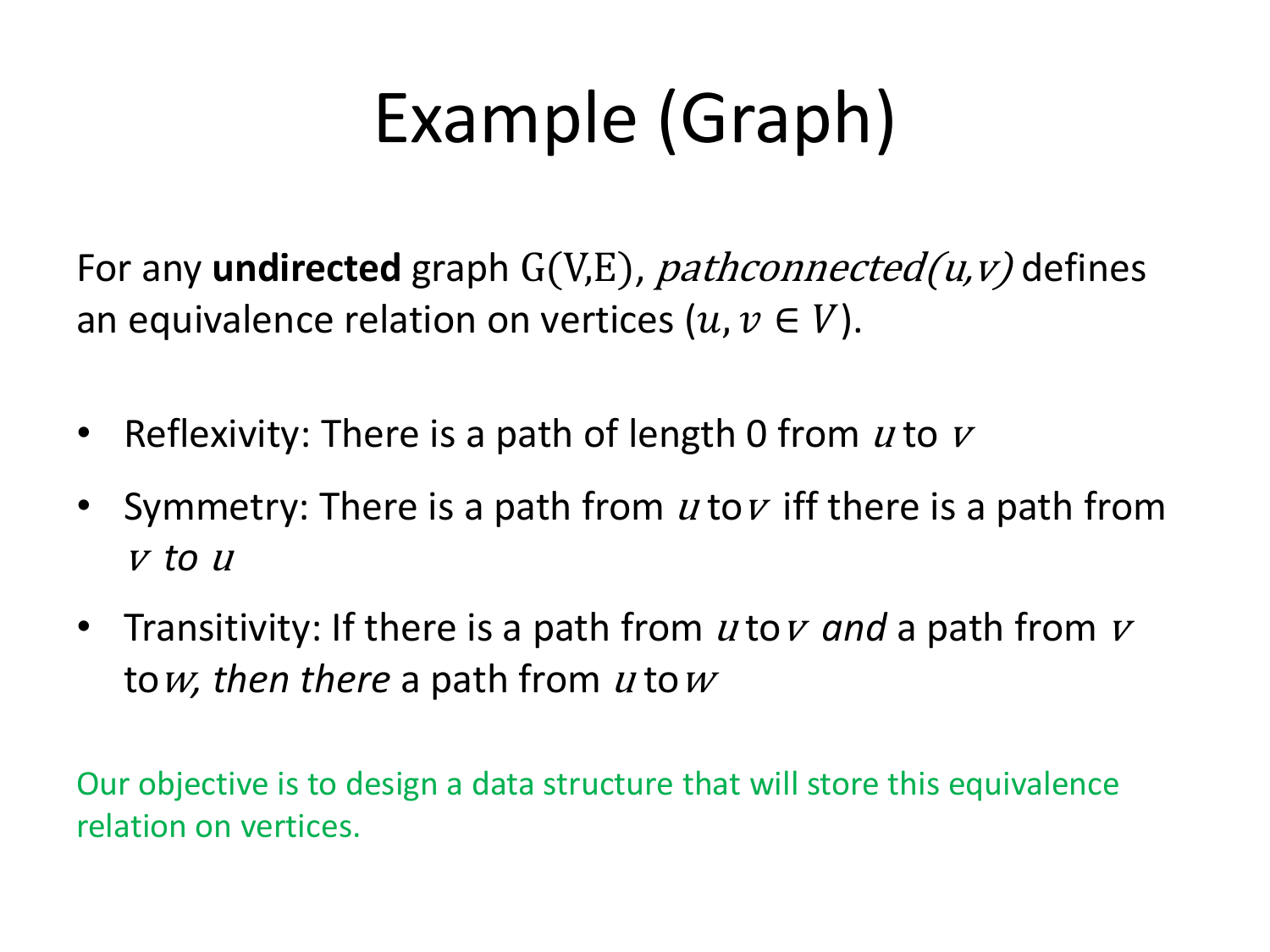# Example (Graph)

For any **undirected** graph G(V,E), *pathconnected(u,v)* defines an equivalence relation on vertices ($u, v \in V$).

- Reflexivity: There is a path of length 0 from $u$ to $v$
- Symmetry: There is a path from $u$ to $v$ iff there is a path from $v$ *to* $u$
- Transitivity: If there is a path from $u$ to $v$ *and* a path from $v$ to $w$*, then there* a path from $u$ to $w$

Our objective is to design a data structure that will store this equivalence relation on vertices.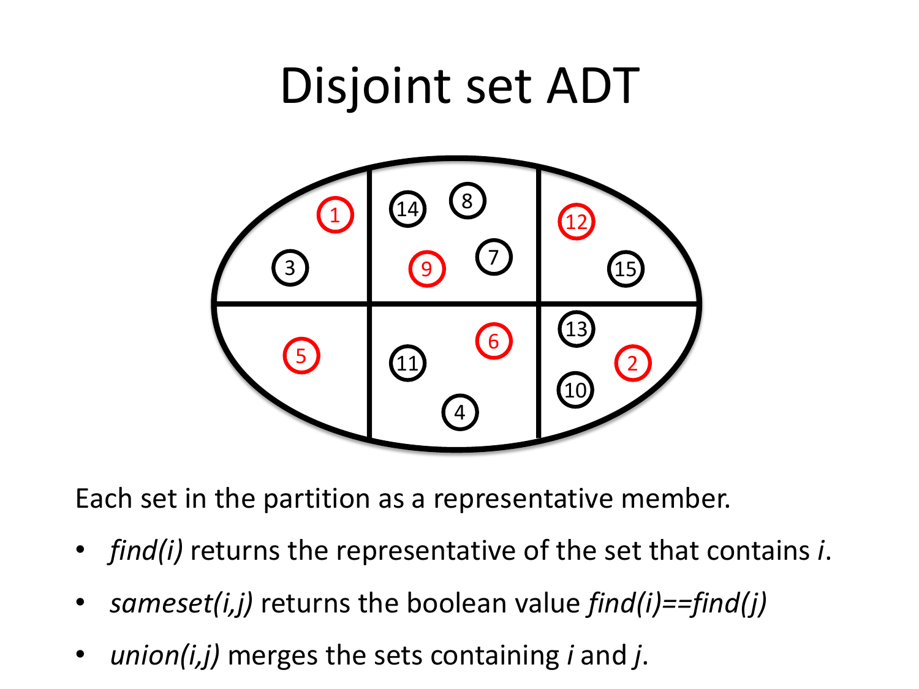# Disjoint set ADT

Each set in the partition as a representative member.

- *find(i)* returns the representative of the set that contains *i*.
- *sameset(i,j)* returns the boolean value *find(i)==find(j)*
- *union(i,j)* merges the sets containing *i* and *j*.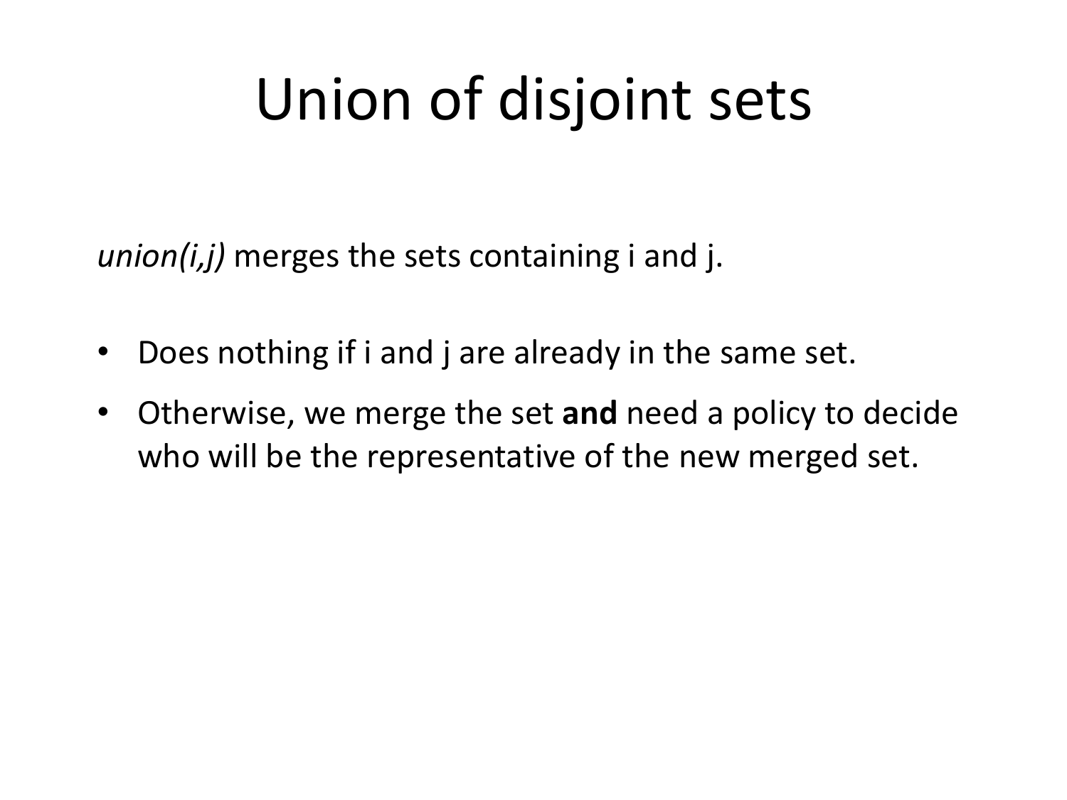# Union of disjoint sets

*union(i,j)* merges the sets containing i and j.

- Does nothing if i and j are already in the same set.
- Otherwise, we merge the set **and** need a policy to decide who will be the representative of the new merged set.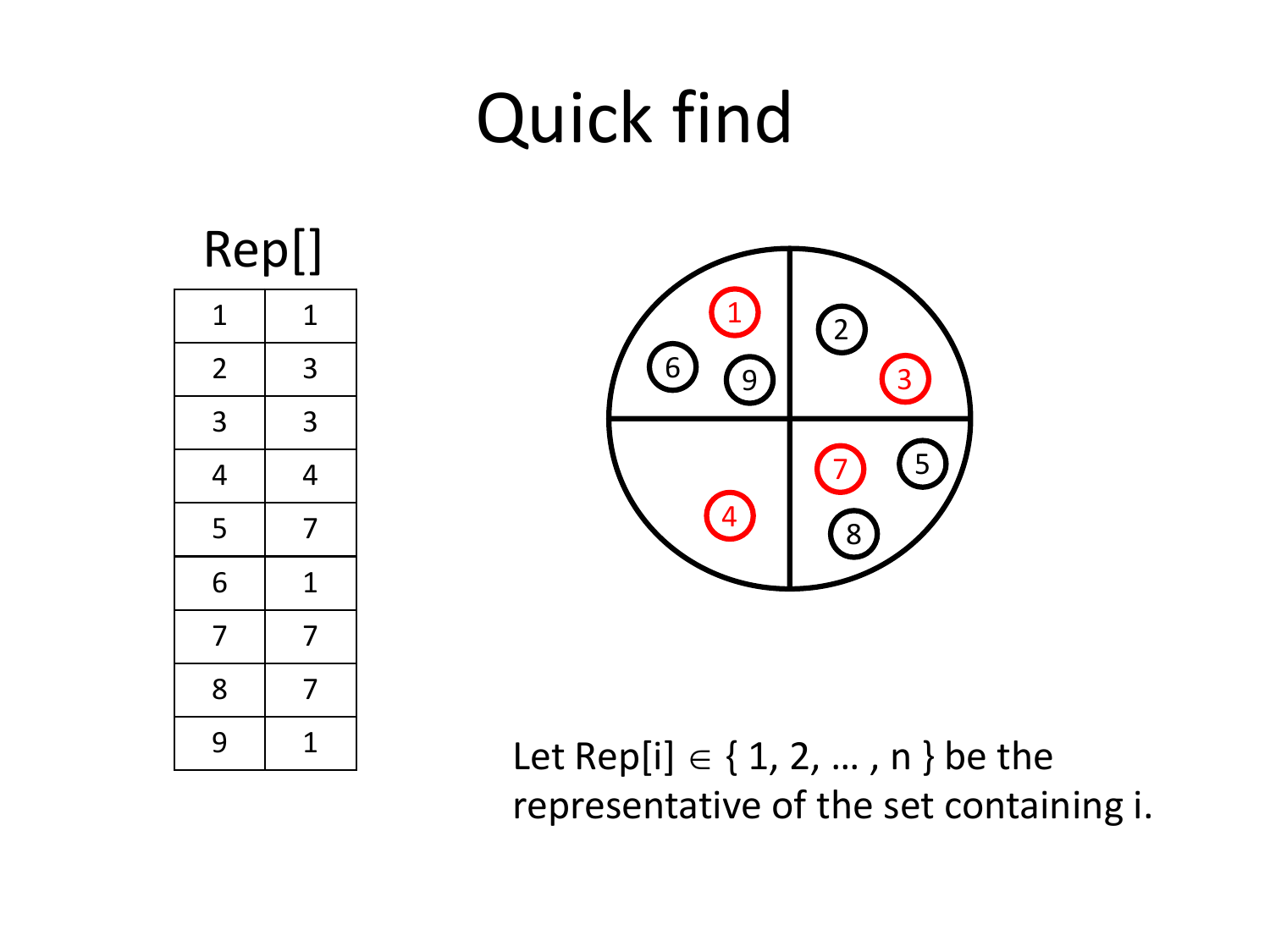# Quick find

Rep[]

| | |
|---|---|
| 1 | 1 |
| 2 | 3 |
| 3 | 3 |
| 4 | 4 |
| 5 | 7 |
| 6 | 1 |
| 7 | 7 |
| 8 | 7 |
| 9 | 1 |

Let Rep[i] $\in$ { 1, 2, … , n } be the representative of the set containing i.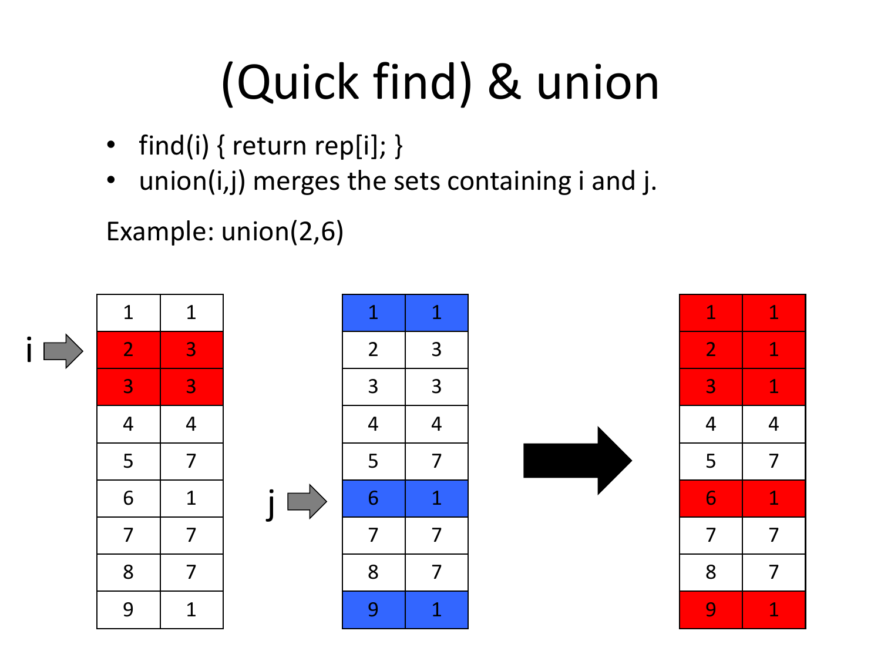# (Quick find) & union

- find(i) { return rep[i]; }
- union(i,j) merges the sets containing i and j.

Example: union(2,6)

i → (row 2)

| | |
|---|---|
| 1 | 1 |
| 2 | 3 |
| 3 | 3 |
| 4 | 4 |
| 5 | 7 |
| 6 | 1 |
| 7 | 7 |
| 8 | 7 |
| 9 | 1 |

j → (row 6)

| | |
|---|---|
| 1 | 1 |
| 2 | 3 |
| 3 | 3 |
| 4 | 4 |
| 5 | 7 |
| 6 | 1 |
| 7 | 7 |
| 8 | 7 |
| 9 | 1 |

→

| | |
|---|---|
| 1 | 1 |
| 2 | 1 |
| 3 | 1 |
| 4 | 4 |
| 5 | 7 |
| 6 | 1 |
| 7 | 7 |
| 8 | 7 |
| 9 | 1 |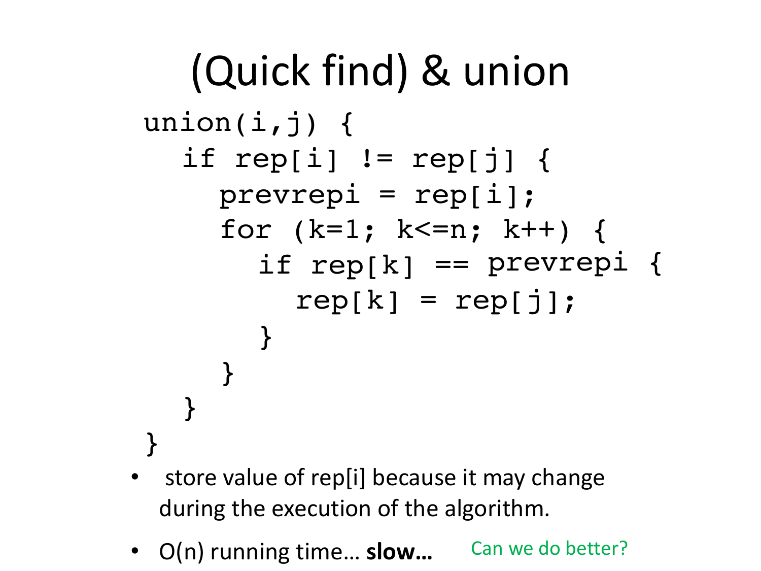# (Quick find) & union

```
union(i,j) {
   if rep[i] != rep[j] {
      prevrepi = rep[i];
      for (k=1; k<=n; k++) {
         if rep[k] == prevrepi {
            rep[k] = rep[j];
         }
      }
   }
}
```

- store value of rep[i] because it may change during the execution of the algorithm.
- O(n) running time… **slow…**

Can we do better?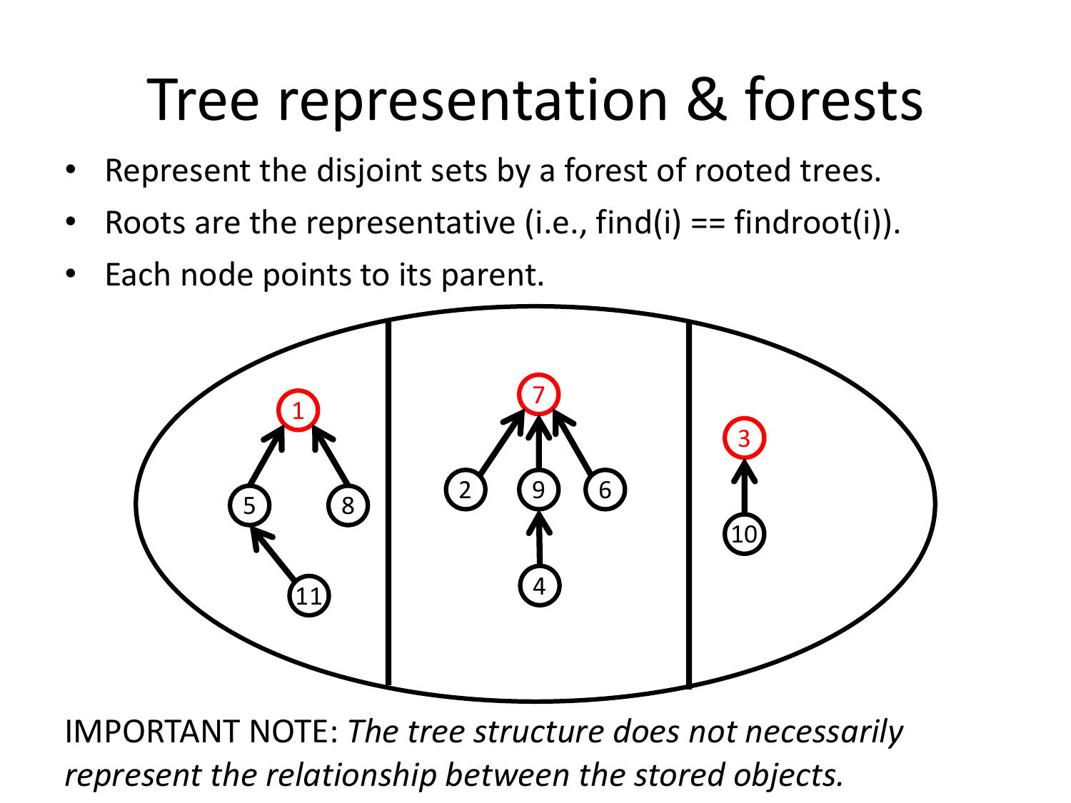# Tree representation & forests

- Represent the disjoint sets by a forest of rooted trees.
- Roots are the representative (i.e., find(i) == findroot(i)).
- Each node points to its parent.

IMPORTANT NOTE: *The tree structure does not necessarily represent the relationship between the stored objects.*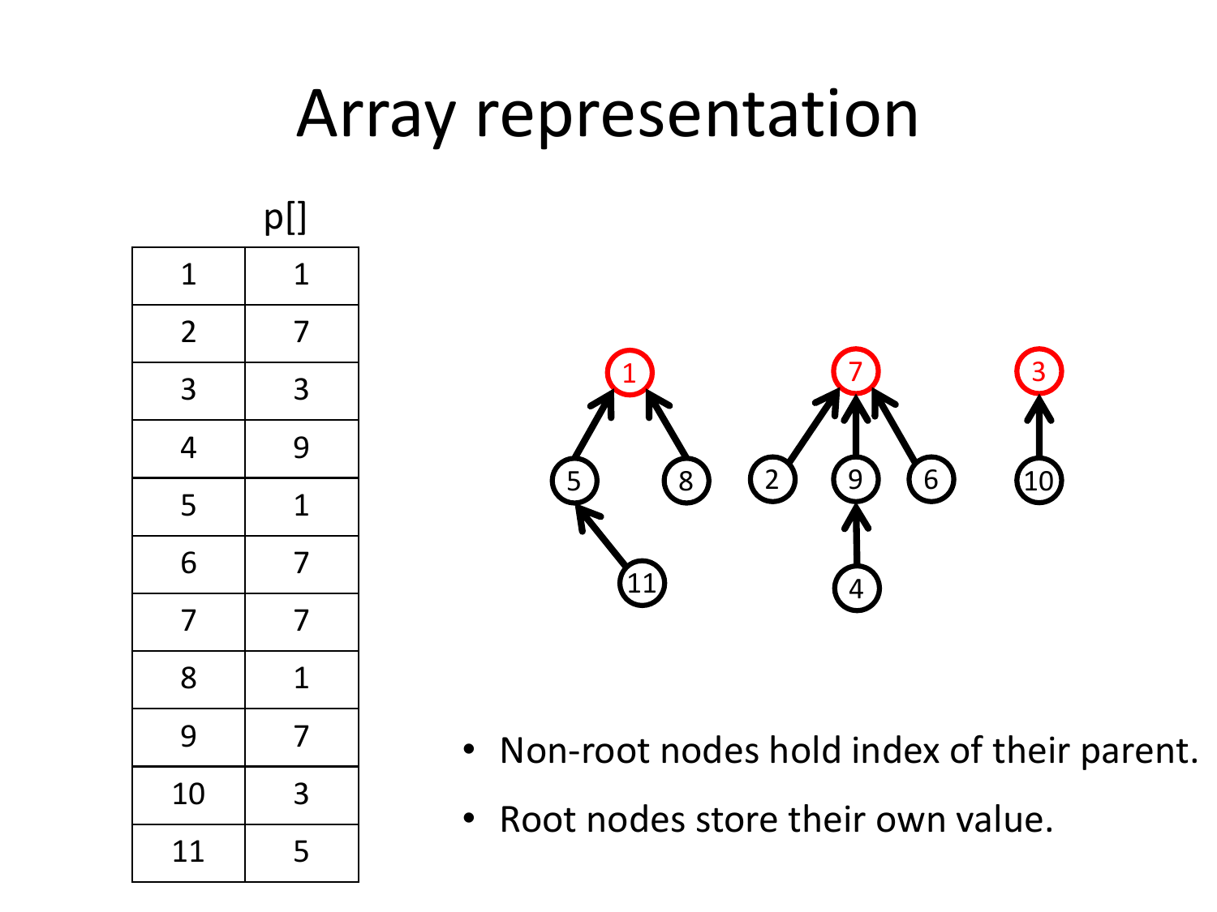# Array representation

p[]

| | |
|---|---|
| 1 | 1 |
| 2 | 7 |
| 3 | 3 |
| 4 | 9 |
| 5 | 1 |
| 6 | 7 |
| 7 | 7 |
| 8 | 1 |
| 9 | 7 |
| 10 | 3 |
| 11 | 5 |

- Non-root nodes hold index of their parent.
- Root nodes store their own value.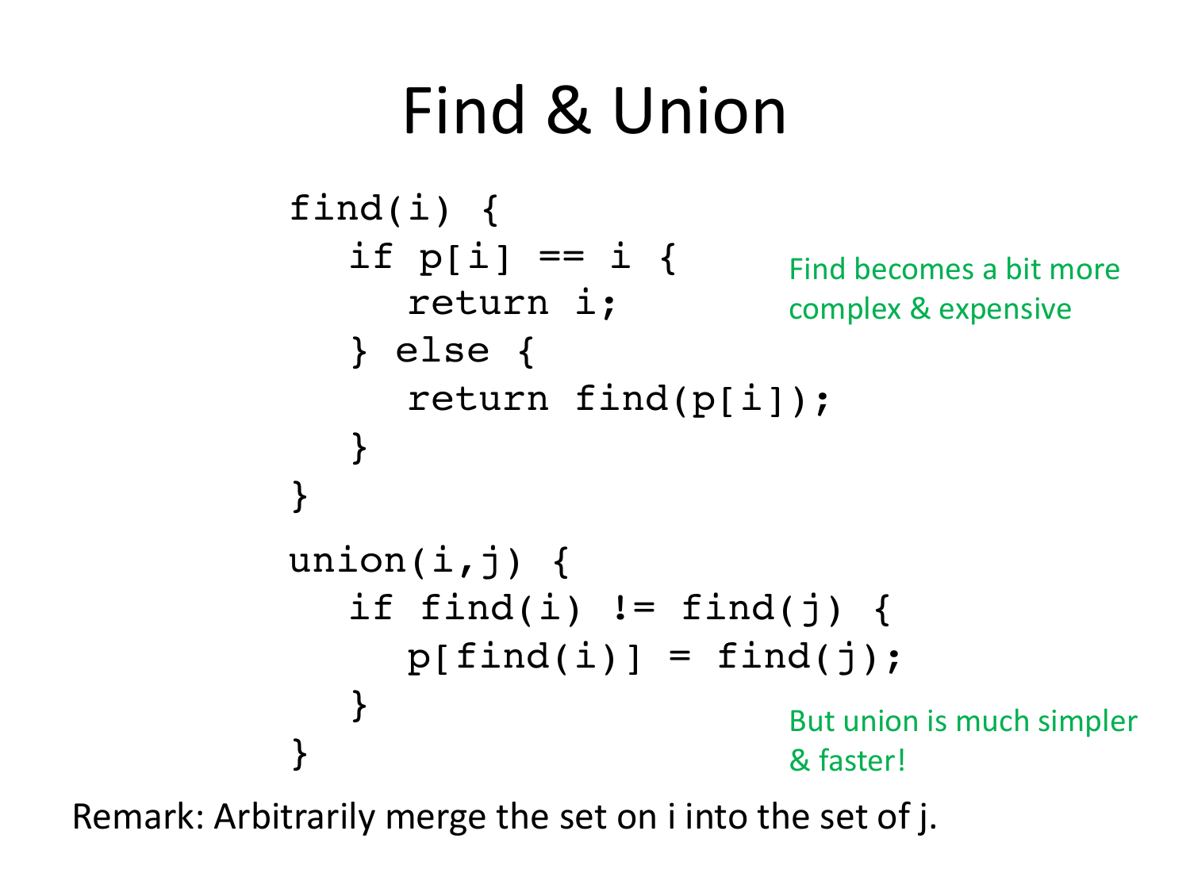# Find & Union

```
find(i) {
   if p[i] == i {
      return i;
   } else {
      return find(p[i]);
   }
}
```

Find becomes a bit more complex & expensive

```
union(i,j) {
   if find(i) != find(j) {
      p[find(i)] = find(j);
   }
}
```

But union is much simpler & faster!

Remark: Arbitrarily merge the set on i into the set of j.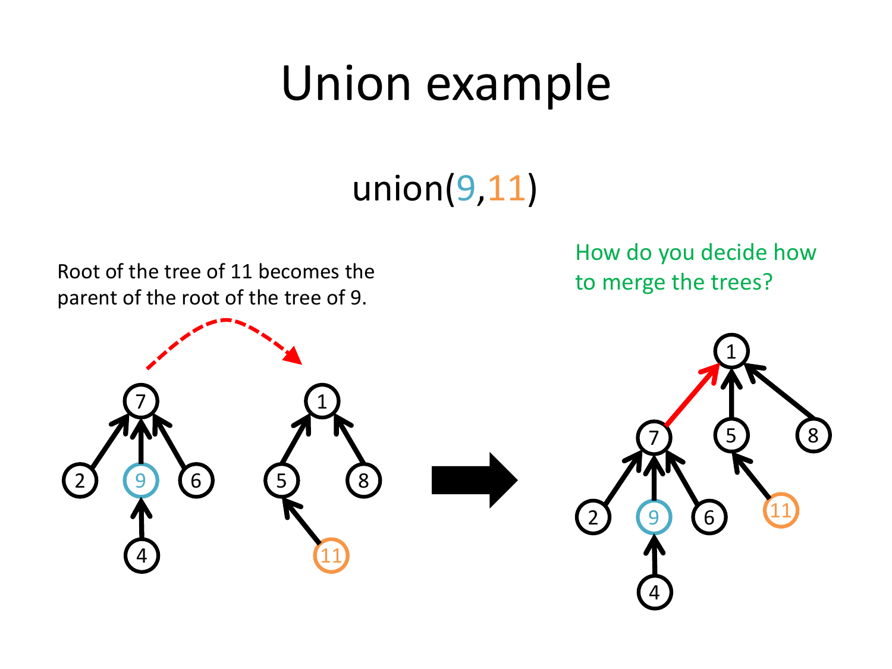# Union example

union(9,11)

Root of the tree of 11 becomes the parent of the root of the tree of 9.

How do you decide how to merge the trees?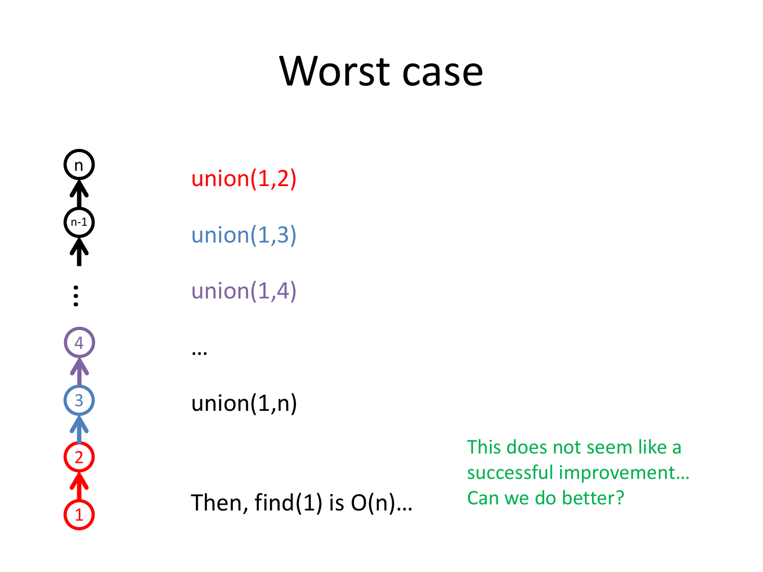# Worst case

union(1,2)

union(1,3)

union(1,4)

…

union(1,n)

Then, find(1) is O(n)…

This does not seem like a successful improvement… Can we do better?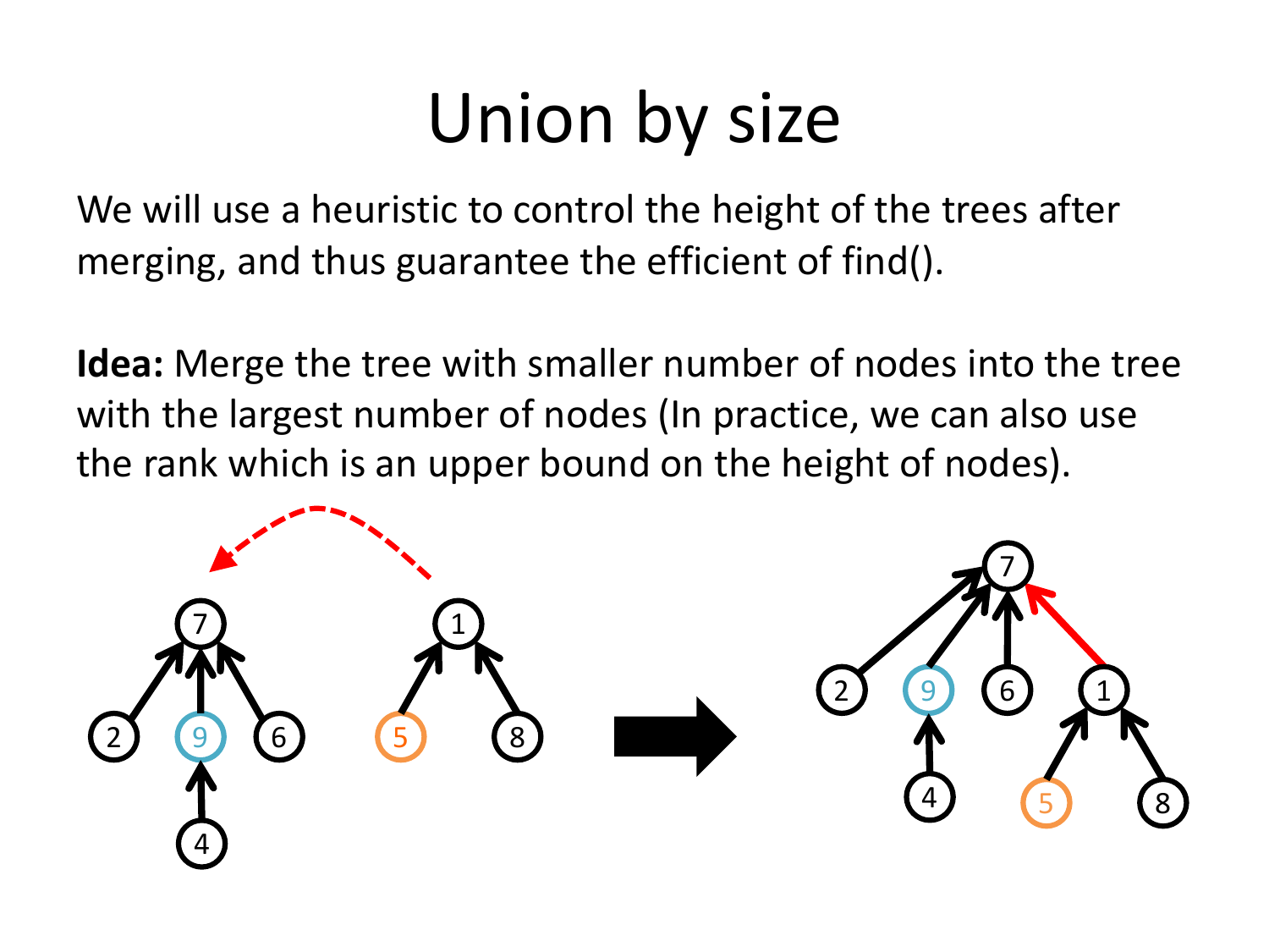# Union by size

We will use a heuristic to control the height of the trees after merging, and thus guarantee the efficient of find().

**Idea:** Merge the tree with smaller number of nodes into the tree with the largest number of nodes (In practice, we can also use the rank which is an upper bound on the height of nodes).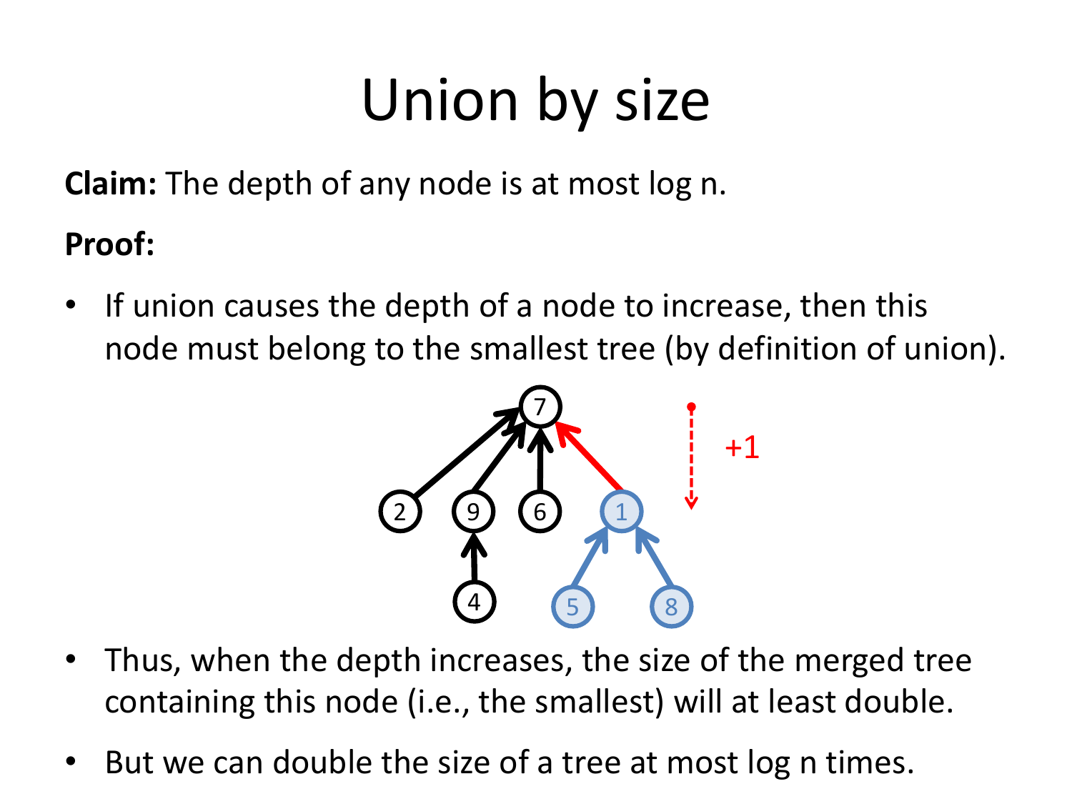# Union by size

**Claim:** The depth of any node is at most log n.

**Proof:**

- If union causes the depth of a node to increase, then this node must belong to the smallest tree (by definition of union).

- Thus, when the depth increases, the size of the merged tree containing this node (i.e., the smallest) will at least double.
- But we can double the size of a tree at most log n times.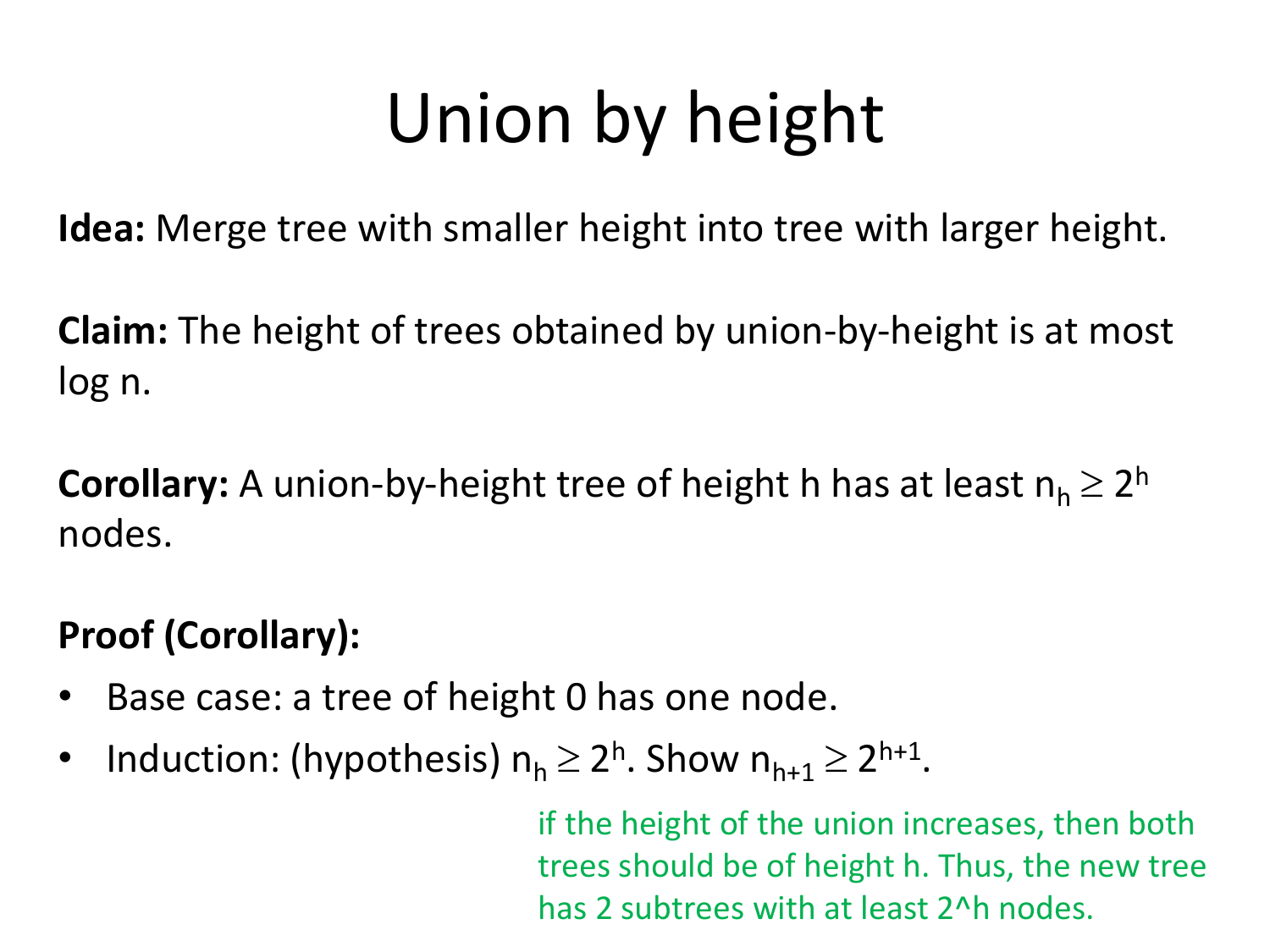# Union by height

**Idea:** Merge tree with smaller height into tree with larger height.

**Claim:** The height of trees obtained by union-by-height is at most log n.

**Corollary:** A union-by-height tree of height h has at least $n_h \geq 2^h$ nodes.

**Proof (Corollary):**

- Base case: a tree of height 0 has one node.
- Induction: (hypothesis) $n_h \geq 2^h$. Show $n_{h+1} \geq 2^{h+1}$.

if the height of the union increases, then both trees should be of height h. Thus, the new tree has 2 subtrees with at least 2^h nodes.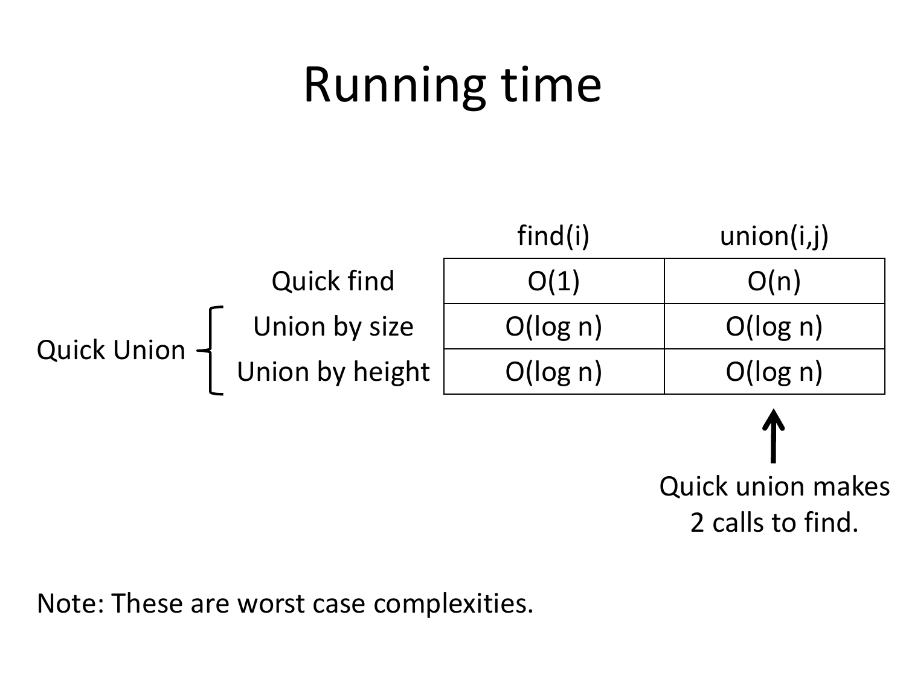# Running time

| | | find(i) | union(i,j) |
|---|---|---|---|
| | Quick find | O(1) | O(n) |
| Quick Union | Union by size | O(log n) | O(log n) |
| | Union by height | O(log n) | O(log n) |

Quick union makes 2 calls to find.

Note: These are worst case complexities.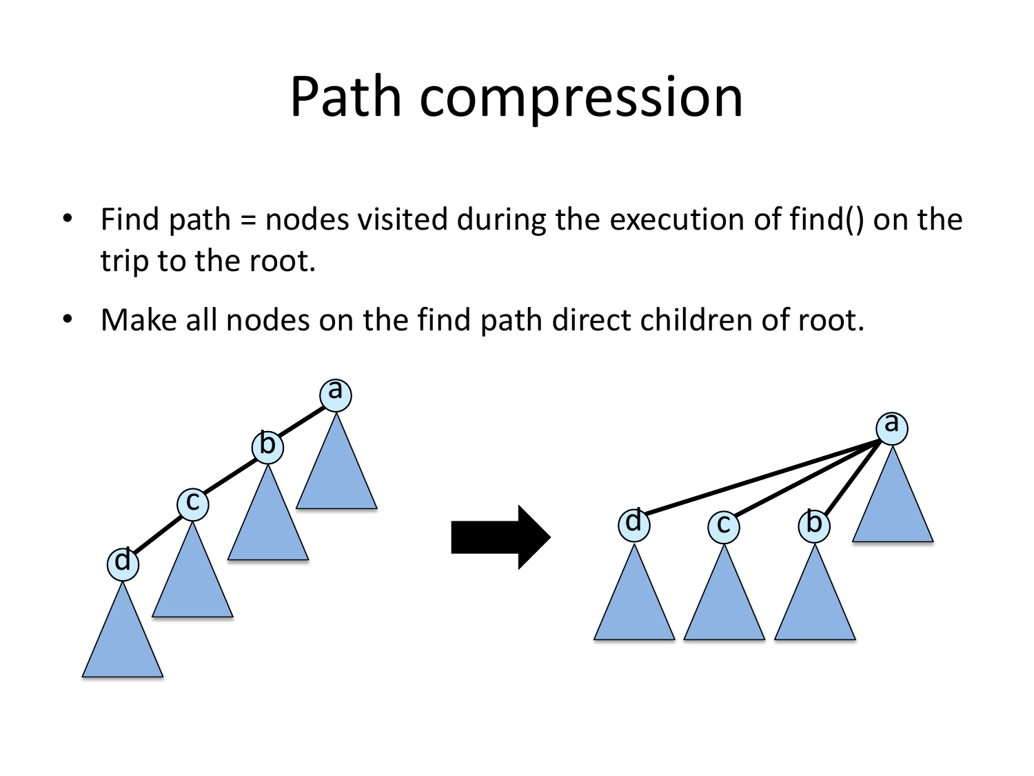# Path compression

- Find path = nodes visited during the execution of find() on the trip to the root.
- Make all nodes on the find path direct children of root.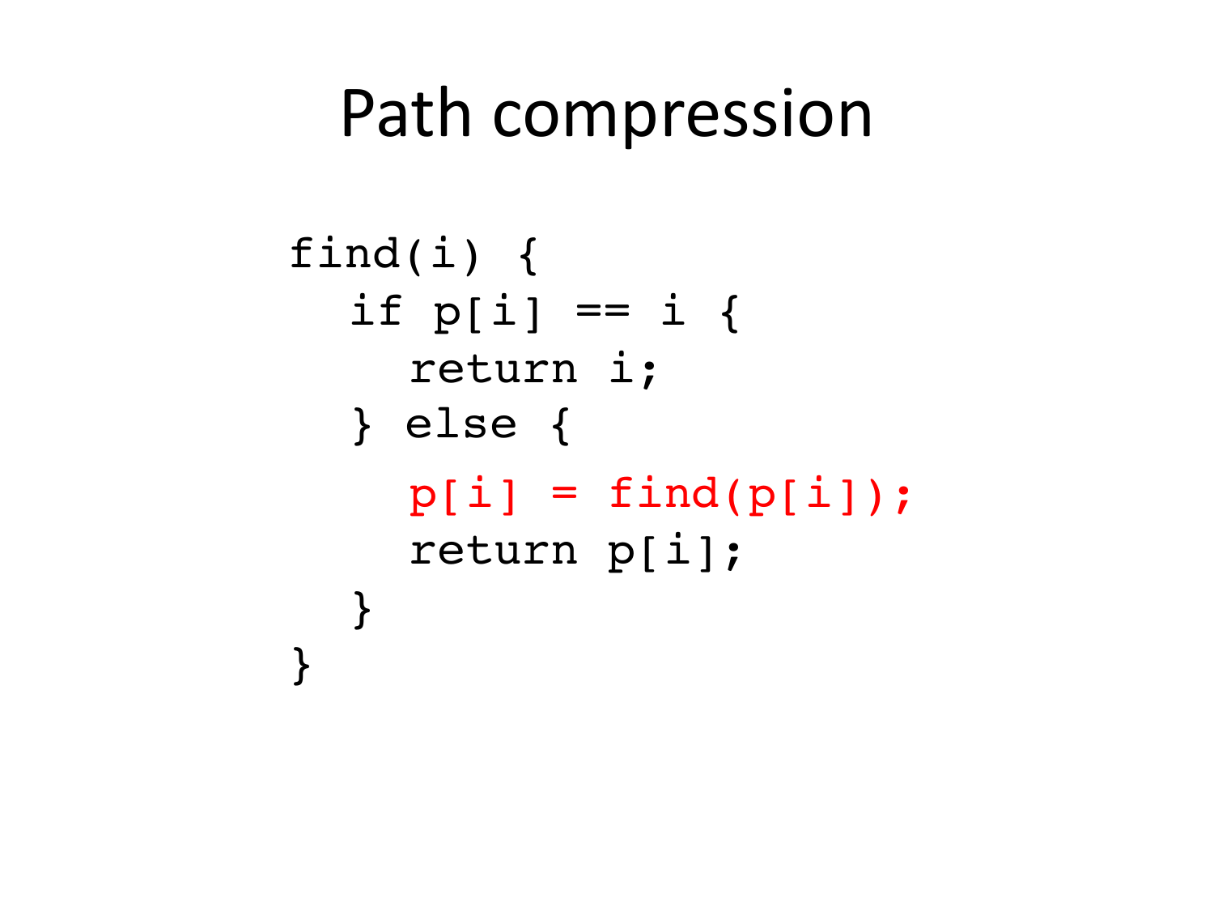# Path compression

```
find(i) {
  if p[i] == i {
    return i;
  } else {
    p[i] = find(p[i]);
    return p[i];
  }
}
```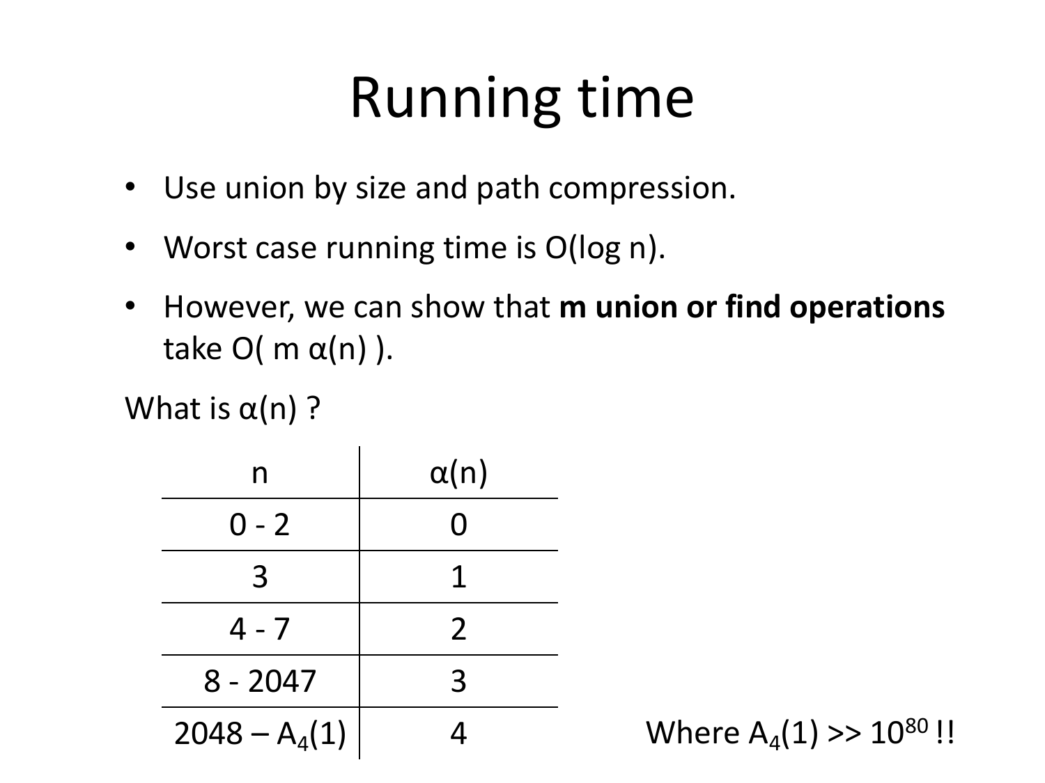# Running time

- Use union by size and path compression.
- Worst case running time is O(log n).
- However, we can show that **m union or find operations** take $O(m\ \alpha(n))$.

What is $\alpha(n)$ ?

| n | $\alpha(n)$ |
|---|---|
| 0 - 2 | 0 |
| 3 | 1 |
| 4 - 7 | 2 |
| 8 - 2047 | 3 |
| 2048 – $A_4(1)$ | 4 |

Where $A_4(1) >> 10^{80}$ !!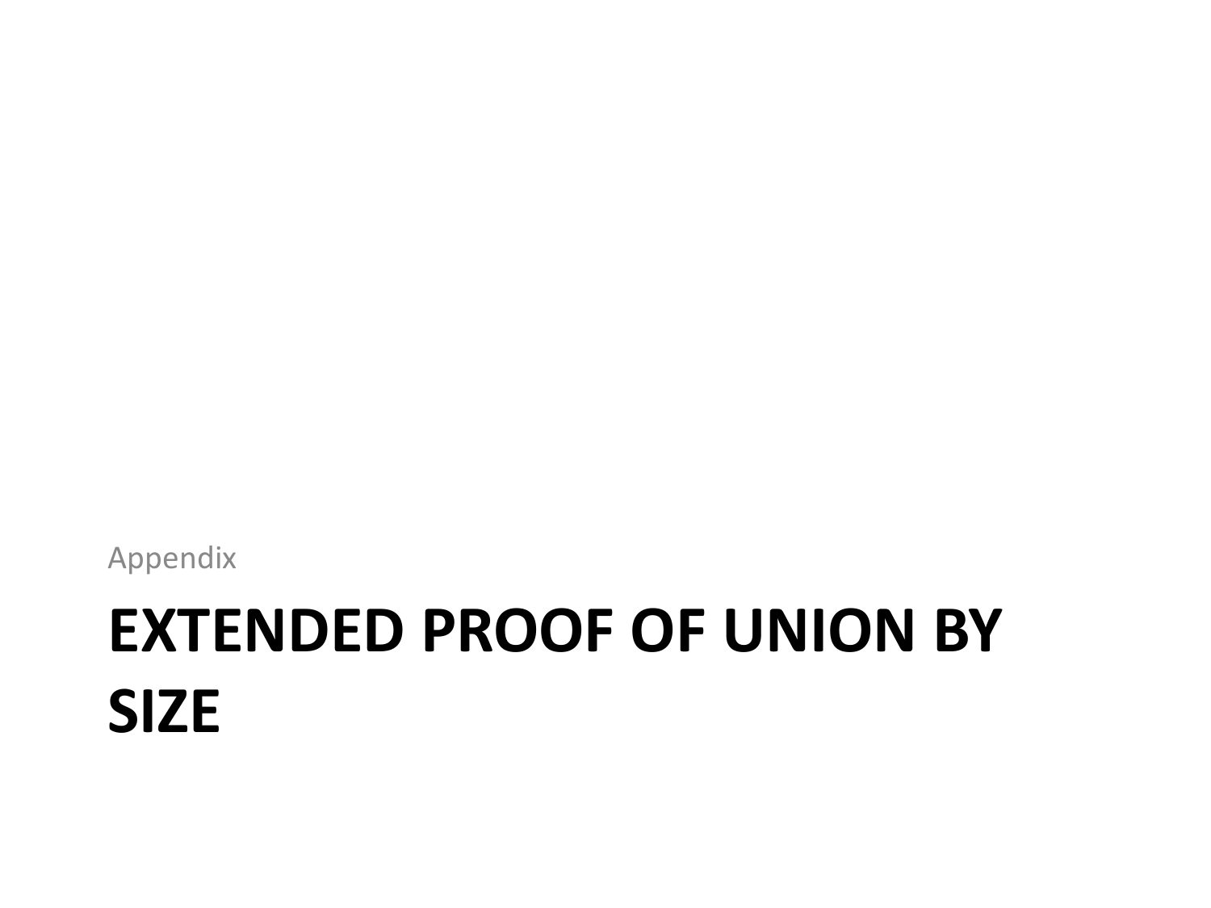Appendix

# EXTENDED PROOF OF UNION BY SIZE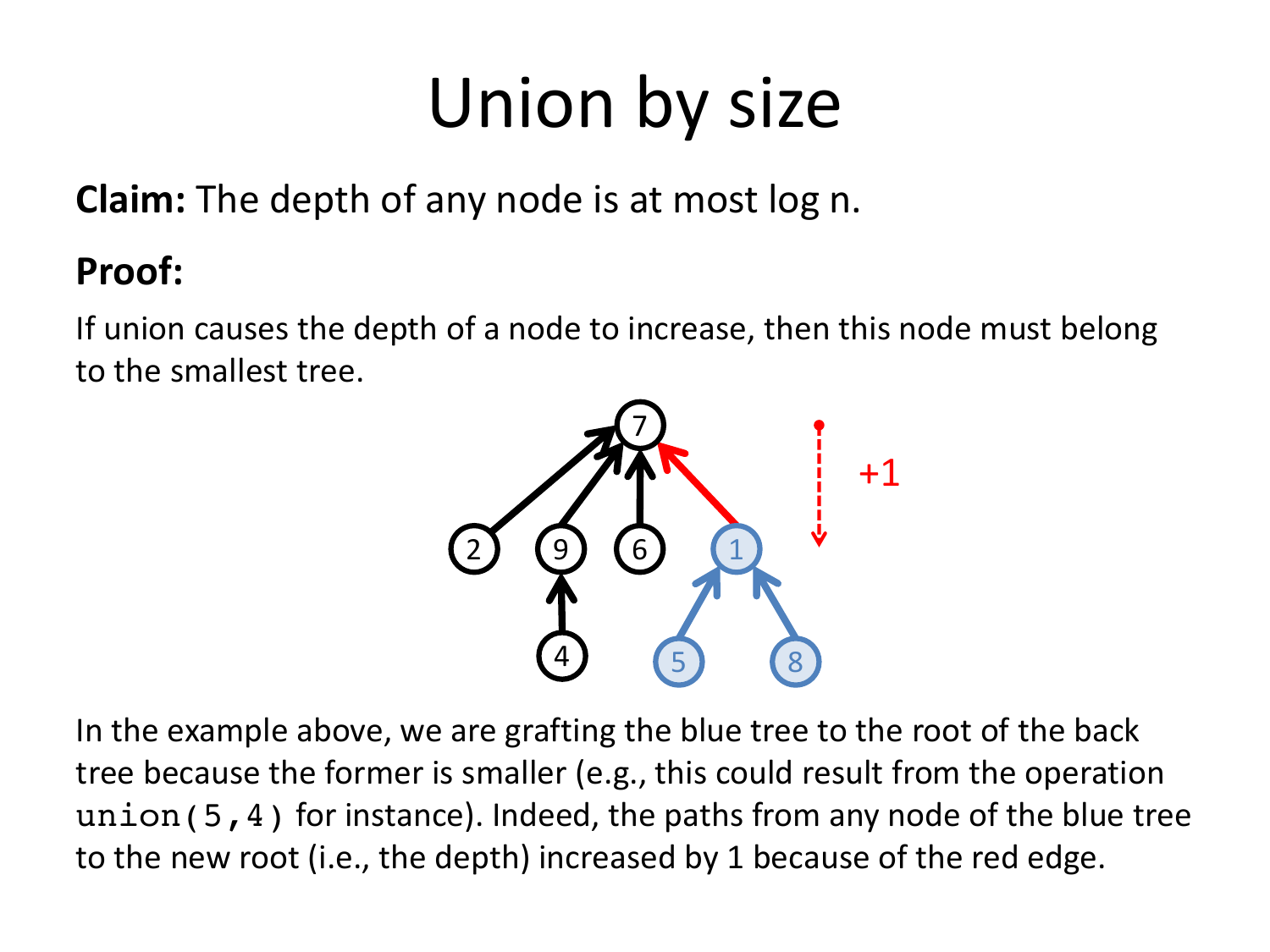# Union by size

**Claim:** The depth of any node is at most log n.

**Proof:**

If union causes the depth of a node to increase, then this node must belong to the smallest tree.

In the example above, we are grafting the blue tree to the root of the back tree because the former is smaller (e.g., this could result from the operation `union(5,4)` for instance). Indeed, the paths from any node of the blue tree to the new root (i.e., the depth) increased by 1 because of the red edge.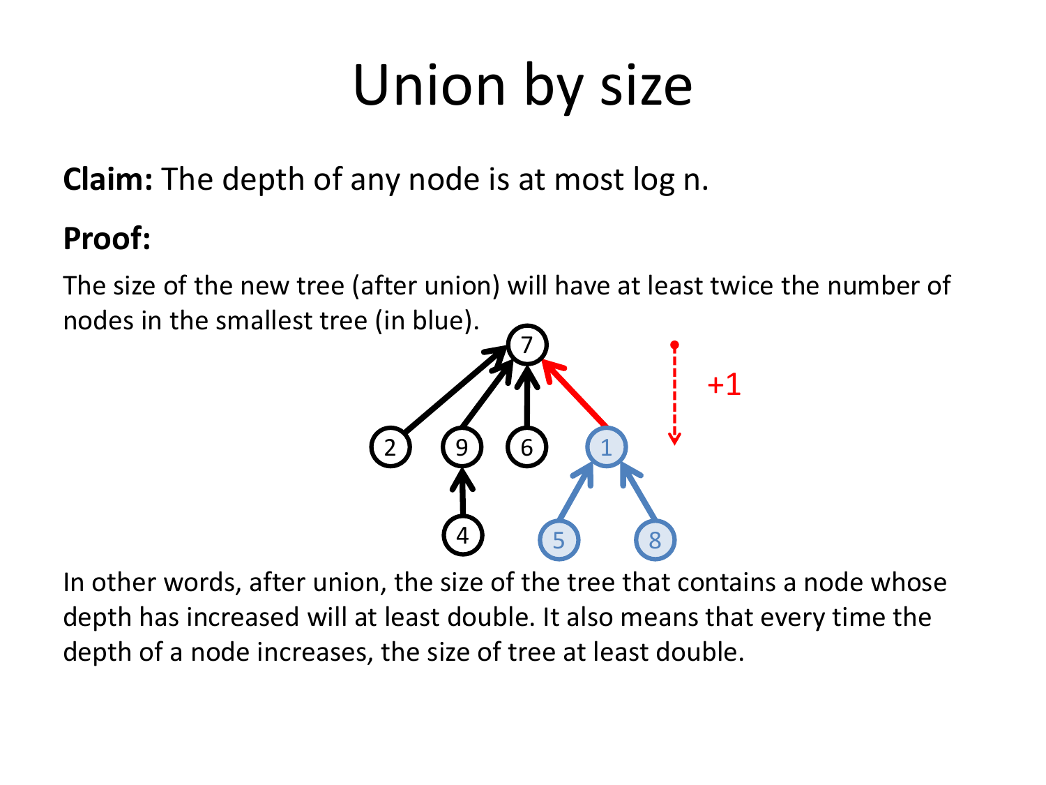# Union by size

**Claim:** The depth of any node is at most log n.

**Proof:**

The size of the new tree (after union) will have at least twice the number of nodes in the smallest tree (in blue).

In other words, after union, the size of the tree that contains a node whose depth has increased will at least double. It also means that every time the depth of a node increases, the size of tree at least double.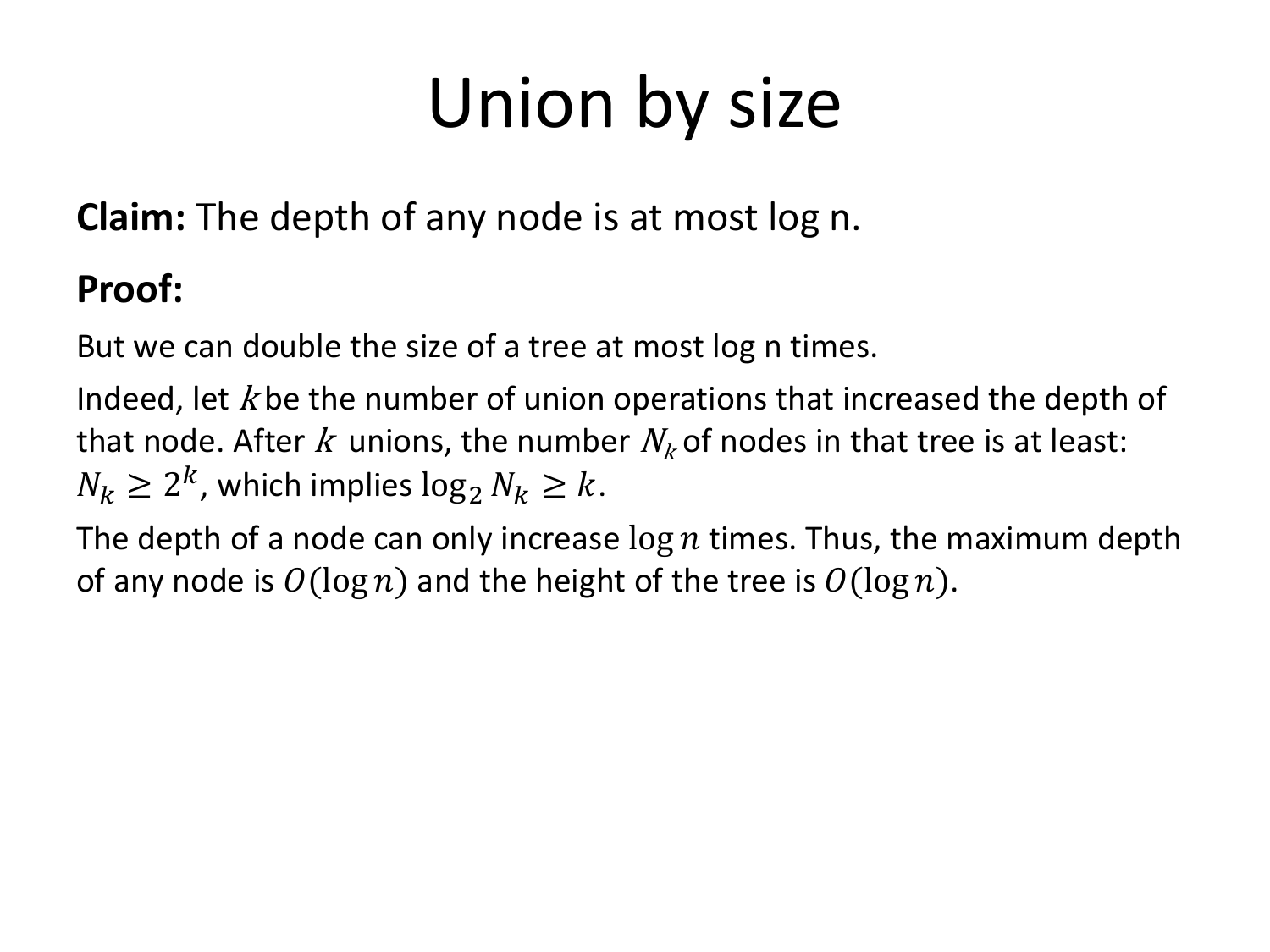# Union by size

**Claim:** The depth of any node is at most log n.

**Proof:**

But we can double the size of a tree at most log n times.

Indeed, let $k$ be the number of union operations that increased the depth of that node. After $k$ unions, the number $N_k$ of nodes in that tree is at least: $N_k \geq 2^k$, which implies $\log_2 N_k \geq k$.

The depth of a node can only increase $\log n$ times. Thus, the maximum depth of any node is $O(\log n)$ and the height of the tree is $O(\log n)$.